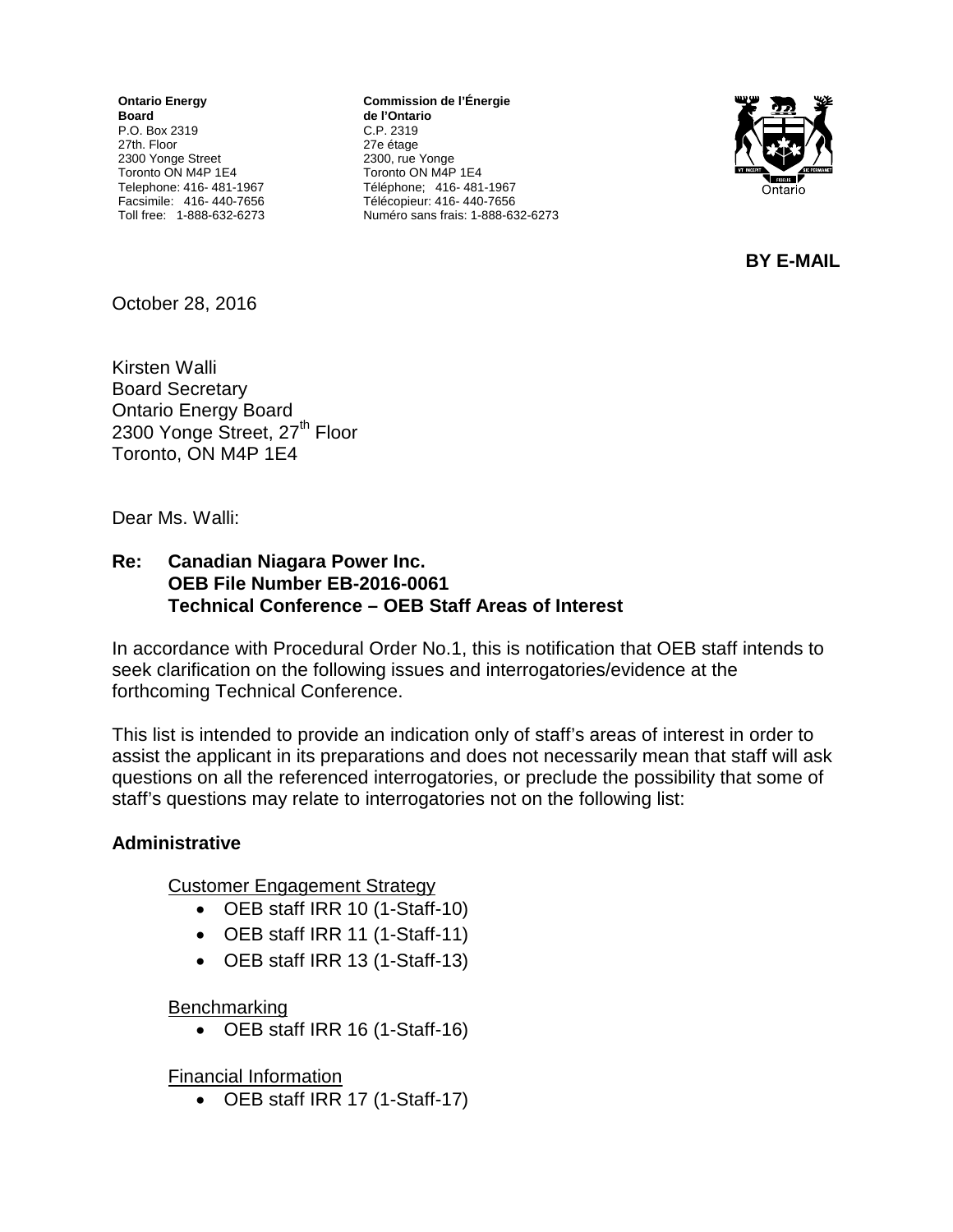**Ontario Energy Board**
P.O. Box 2319
27th. Floor
2300 Yonge Street
Toronto ON M4P 1E4
Telephone: 416- 481-1967
Facsimile: 416- 440-7656
Toll free: 1-888-632-6273

**Commission de l'Énergie de l'Ontario**
C.P. 2319
27e étage
2300, rue Yonge
Toronto ON M4P 1E4
Téléphone; 416- 481-1967
Télécopieur: 416- 440-7656
Numéro sans frais: 1-888-632-6273

**BY E-MAIL**

October 28, 2016

Kirsten Walli
Board Secretary
Ontario Energy Board
2300 Yonge Street, 27th Floor
Toronto, ON M4P 1E4

Dear Ms. Walli:

**Re: Canadian Niagara Power Inc.**
**OEB File Number EB-2016-0061**
**Technical Conference – OEB Staff Areas of Interest**

In accordance with Procedural Order No.1, this is notification that OEB staff intends to seek clarification on the following issues and interrogatories/evidence at the forthcoming Technical Conference.

This list is intended to provide an indication only of staff's areas of interest in order to assist the applicant in its preparations and does not necessarily mean that staff will ask questions on all the referenced interrogatories, or preclude the possibility that some of staff's questions may relate to interrogatories not on the following list:

### Administrative

Customer Engagement Strategy

- OEB staff IRR 10 (1-Staff-10)
- OEB staff IRR 11 (1-Staff-11)
- OEB staff IRR 13 (1-Staff-13)

Benchmarking

- OEB staff IRR 16 (1-Staff-16)

Financial Information

- OEB staff IRR 17 (1-Staff-17)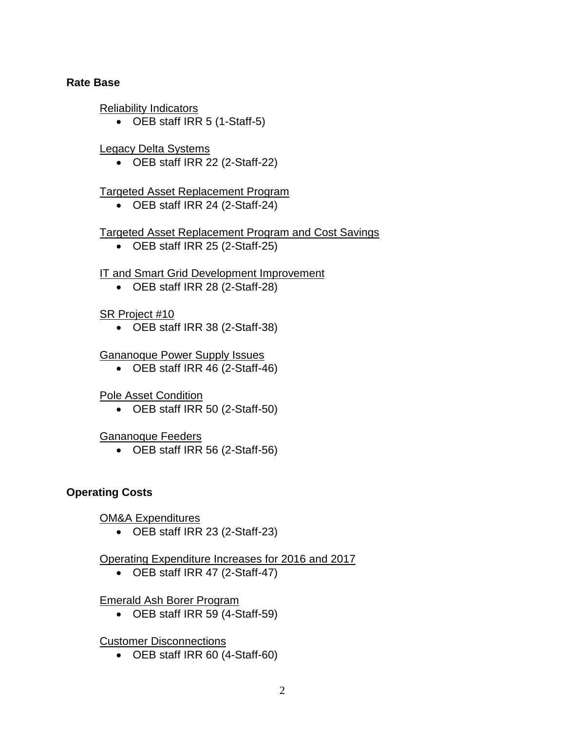**Rate Base**

<u>Reliability Indicators</u>

- OEB staff IRR 5 (1-Staff-5)

<u>Legacy Delta Systems</u>

- OEB staff IRR 22 (2-Staff-22)

<u>Targeted Asset Replacement Program</u>

- OEB staff IRR 24 (2-Staff-24)

<u>Targeted Asset Replacement Program and Cost Savings</u>

- OEB staff IRR 25 (2-Staff-25)

<u>IT and Smart Grid Development Improvement</u>

- OEB staff IRR 28 (2-Staff-28)

<u>SR Project #10</u>

- OEB staff IRR 38 (2-Staff-38)

<u>Gananoque Power Supply Issues</u>

- OEB staff IRR 46 (2-Staff-46)

<u>Pole Asset Condition</u>

- OEB staff IRR 50 (2-Staff-50)

<u>Gananoque Feeders</u>

- OEB staff IRR 56 (2-Staff-56)

**Operating Costs**

<u>OM&A Expenditures</u>

- OEB staff IRR 23 (2-Staff-23)

<u>Operating Expenditure Increases for 2016 and 2017</u>

- OEB staff IRR 47 (2-Staff-47)

<u>Emerald Ash Borer Program</u>

- OEB staff IRR 59 (4-Staff-59)

<u>Customer Disconnections</u>

- OEB staff IRR 60 (4-Staff-60)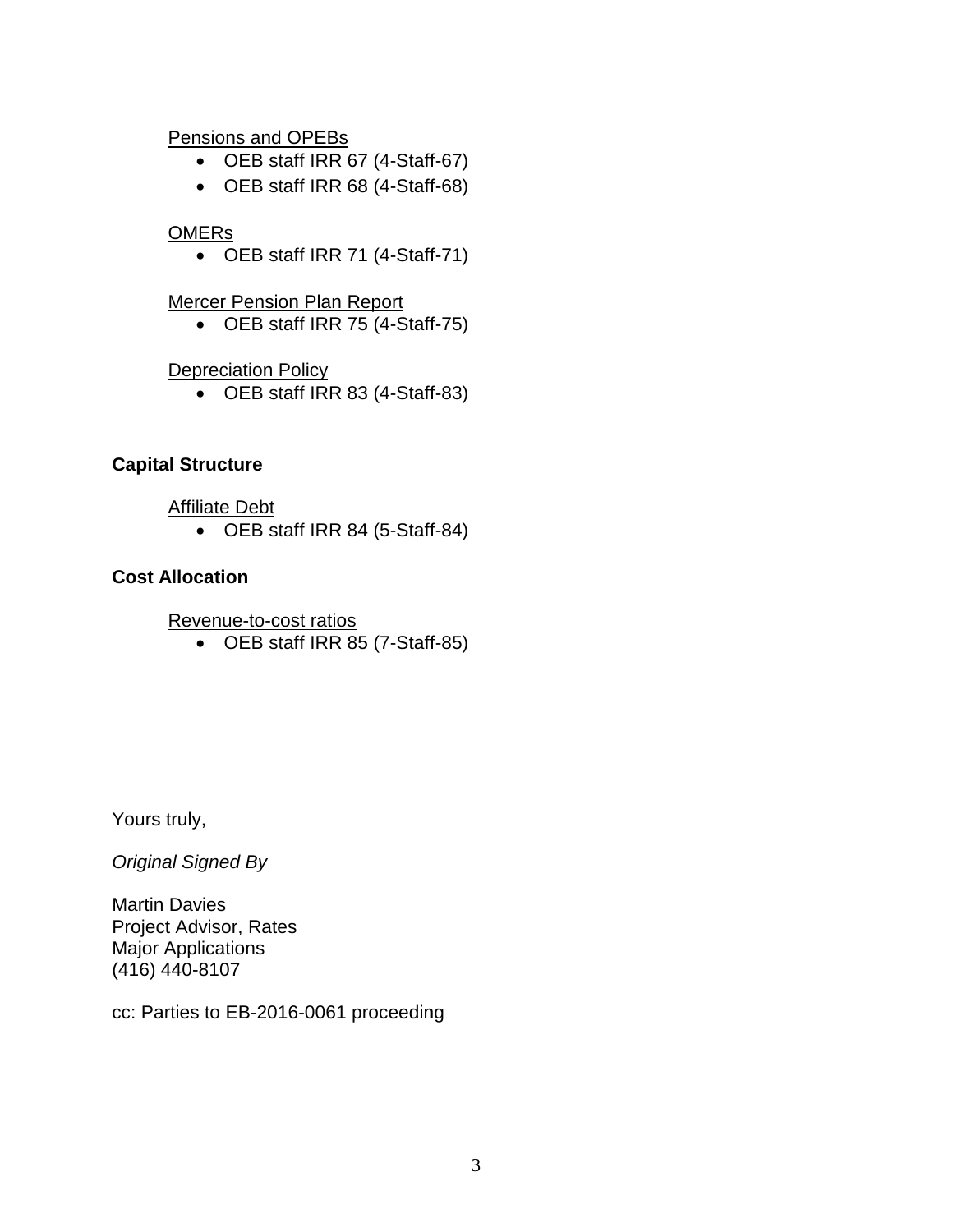Pensions and OPEBs

- OEB staff IRR 67 (4-Staff-67)
- OEB staff IRR 68 (4-Staff-68)

OMERs

- OEB staff IRR 71 (4-Staff-71)

Mercer Pension Plan Report

- OEB staff IRR 75 (4-Staff-75)

Depreciation Policy

- OEB staff IRR 83 (4-Staff-83)

**Capital Structure**

Affiliate Debt

- OEB staff IRR 84 (5-Staff-84)

**Cost Allocation**

Revenue-to-cost ratios

- OEB staff IRR 85 (7-Staff-85)

Yours truly,

*Original Signed By*

Martin Davies
Project Advisor, Rates
Major Applications
(416) 440-8107

cc: Parties to EB-2016-0061 proceeding